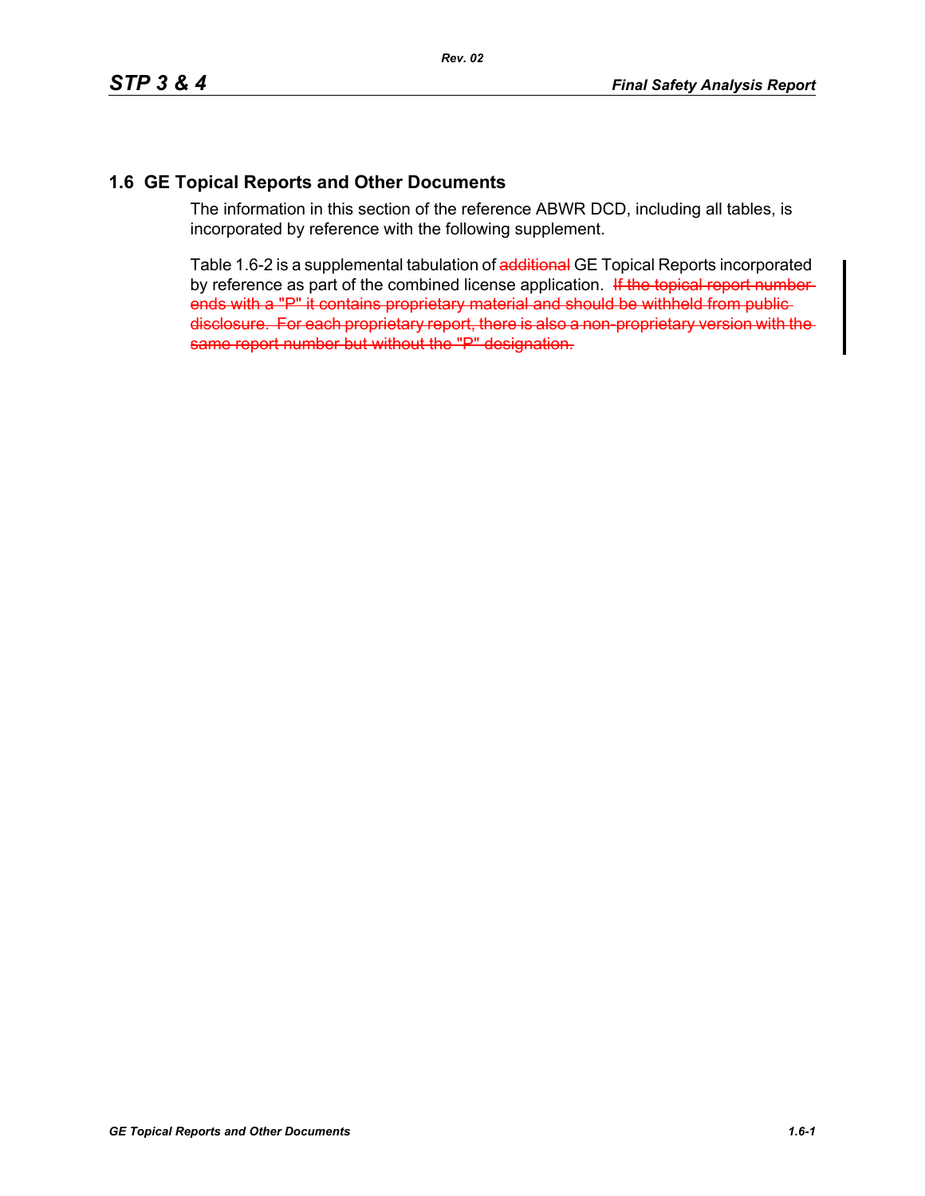## 1.6 GE Topical Reports and Other Documents

The information in this section of the reference ABWR DCD, including all tables, is incorporated by reference with the following supplement.

Table 1.6-2 is a supplemental tabulation of ~~additional~~ GE Topical Reports incorporated by reference as part of the combined license application. ~~If the topical report number ends with a "P" it contains proprietary material and should be withheld from public disclosure. For each proprietary report, there is also a non-proprietary version with the same report number but without the "P" designation.~~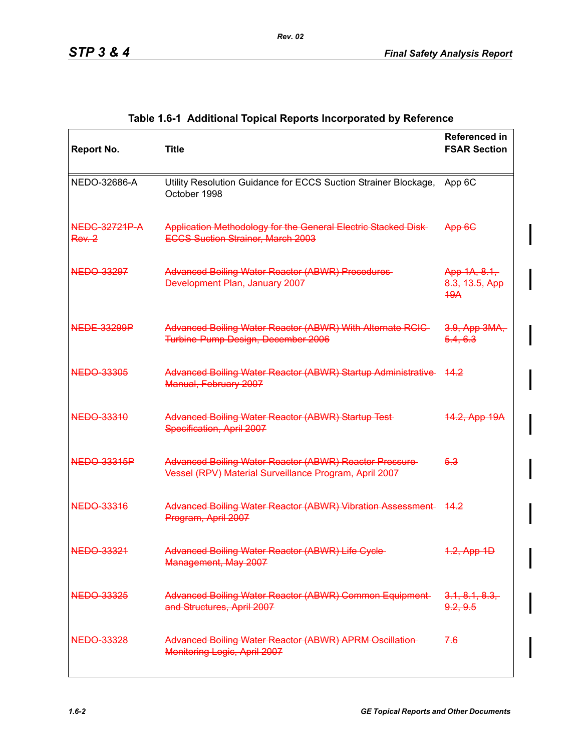**Table 1.6-1 Additional Topical Reports Incorporated by Reference**

| Report No. | Title | Referenced in FSAR Section |
|---|---|---|
| NEDO-32686-A | Utility Resolution Guidance for ECCS Suction Strainer Blockage, October 1998 | App 6C |
| ~~NEDC-32721P-A Rev. 2~~ | ~~Application Methodology for the General Electric Stacked Disk ECCS Suction Strainer, March 2003~~ | ~~App 6C~~ |
| ~~NEDO-33297~~ | ~~Advanced Boiling Water Reactor (ABWR) Procedures Development Plan, January 2007~~ | ~~App 1A, 8.1, 8.3, 13.5, App 19A~~ |
| ~~NEDE-33299P~~ | ~~Advanced Boiling Water Reactor (ABWR) With Alternate RCIC Turbine-Pump Design, December 2006~~ | ~~3.9, App 3MA, 5.4, 6.3~~ |
| ~~NEDO-33305~~ | ~~Advanced Boiling Water Reactor (ABWR) Startup Administrative Manual, February 2007~~ | ~~14.2~~ |
| ~~NEDO-33310~~ | ~~Advanced Boiling Water Reactor (ABWR) Startup Test Specification, April 2007~~ | ~~14.2, App 19A~~ |
| ~~NEDO-33315P~~ | ~~Advanced Boiling Water Reactor (ABWR) Reactor Pressure Vessel (RPV) Material Surveillance Program, April 2007~~ | ~~5.3~~ |
| ~~NEDO-33316~~ | ~~Advanced Boiling Water Reactor (ABWR) Vibration Assessment Program, April 2007~~ | ~~14.2~~ |
| ~~NEDO-33321~~ | ~~Advanced Boiling Water Reactor (ABWR) Life Cycle Management, May 2007~~ | ~~1.2, App 1D~~ |
| ~~NEDO-33325~~ | ~~Advanced Boiling Water Reactor (ABWR) Common Equipment and Structures, April 2007~~ | ~~3.1, 8.1, 8.3, 9.2, 9.5~~ |
| ~~NEDO-33328~~ | ~~Advanced Boiling Water Reactor (ABWR) APRM Oscillation Monitoring Logic, April 2007~~ | ~~7.6~~ |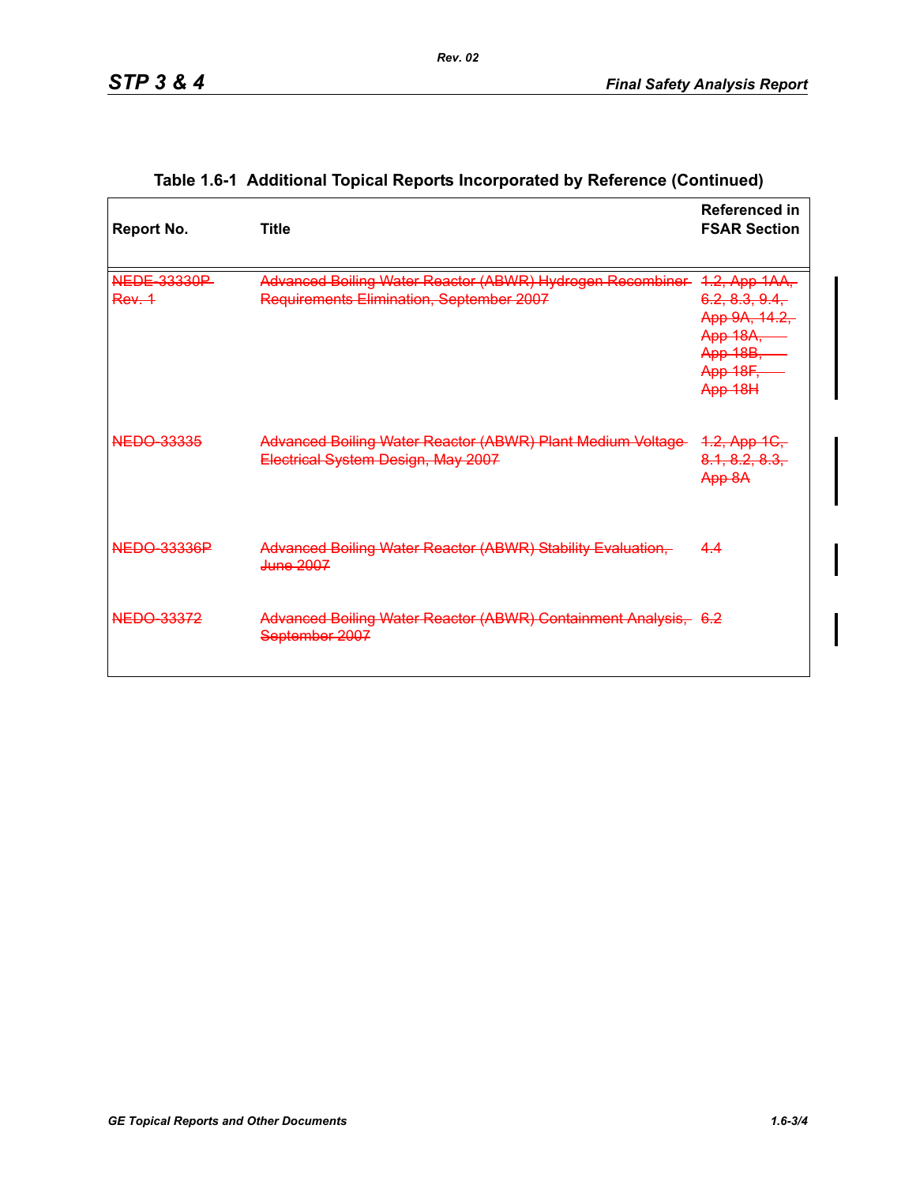**Table 1.6-1 Additional Topical Reports Incorporated by Reference (Continued)**

| Report No. | Title | Referenced in FSAR Section |
|---|---|---|
| ~~NEDE-33330P Rev. 1~~ | ~~Advanced Boiling Water Reactor (ABWR) Hydrogen Recombiner Requirements Elimination, September 2007~~ | ~~1.2, App 1AA, 6.2, 8.3, 9.4, App 9A, 14.2, App 18A, App 18B, App 18F, App 18H~~ |
| ~~NEDO-33335~~ | ~~Advanced Boiling Water Reactor (ABWR) Plant Medium Voltage Electrical System Design, May 2007~~ | ~~1.2, App 1C, 8.1, 8.2, 8.3, App 8A~~ |
| ~~NEDO-33336P~~ | ~~Advanced Boiling Water Reactor (ABWR) Stability Evaluation, June 2007~~ | ~~4.4~~ |
| ~~NEDO-33372~~ | ~~Advanced Boiling Water Reactor (ABWR) Containment Analysis, September 2007~~ | ~~6.2~~ |